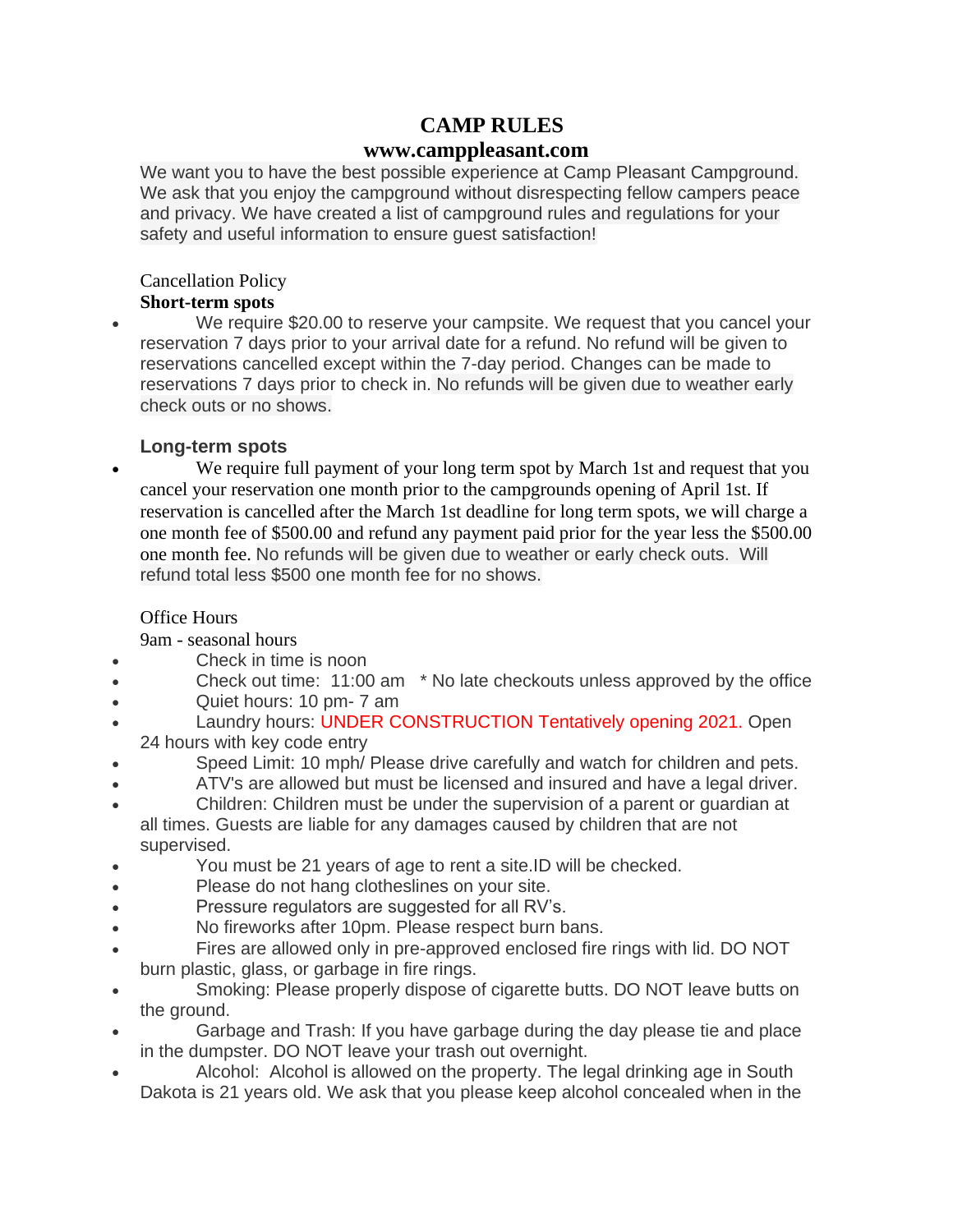# CAMP RULES

## www.camppleasant.com

We want you to have the best possible experience at Camp Pleasant Campground. We ask that you enjoy the campground without disrespecting fellow campers peace and privacy. We have created a list of campground rules and regulations for your safety and useful information to ensure guest satisfaction!

Cancellation Policy

**Short-term spots**

- We require $20.00 to reserve your campsite. We request that you cancel your reservation 7 days prior to your arrival date for a refund. No refund will be given to reservations cancelled except within the 7-day period. Changes can be made to reservations 7 days prior to check in. No refunds will be given due to weather early check outs or no shows.

**Long-term spots**

- We require full payment of your long term spot by March 1st and request that you cancel your reservation one month prior to the campgrounds opening of April 1st. If reservation is cancelled after the March 1st deadline for long term spots, we will charge a one month fee of $500.00 and refund any payment paid prior for the year less the $500.00 one month fee. No refunds will be given due to weather or early check outs. Will refund total less $500 one month fee for no shows.

Office Hours

9am - seasonal hours

- Check in time is noon
- Check out time: 11:00 am * No late checkouts unless approved by the office
- Quiet hours: 10 pm- 7 am
- Laundry hours: UNDER CONSTRUCTION Tentatively opening 2021. Open 24 hours with key code entry
- Speed Limit: 10 mph/ Please drive carefully and watch for children and pets.
- ATV's are allowed but must be licensed and insured and have a legal driver.
- Children: Children must be under the supervision of a parent or guardian at all times. Guests are liable for any damages caused by children that are not supervised.
- You must be 21 years of age to rent a site.ID will be checked.
- Please do not hang clotheslines on your site.
- Pressure regulators are suggested for all RV's.
- No fireworks after 10pm. Please respect burn bans.
- Fires are allowed only in pre-approved enclosed fire rings with lid. DO NOT burn plastic, glass, or garbage in fire rings.
- Smoking: Please properly dispose of cigarette butts. DO NOT leave butts on the ground.
- Garbage and Trash: If you have garbage during the day please tie and place in the dumpster. DO NOT leave your trash out overnight.
- Alcohol: Alcohol is allowed on the property. The legal drinking age in South Dakota is 21 years old. We ask that you please keep alcohol concealed when in the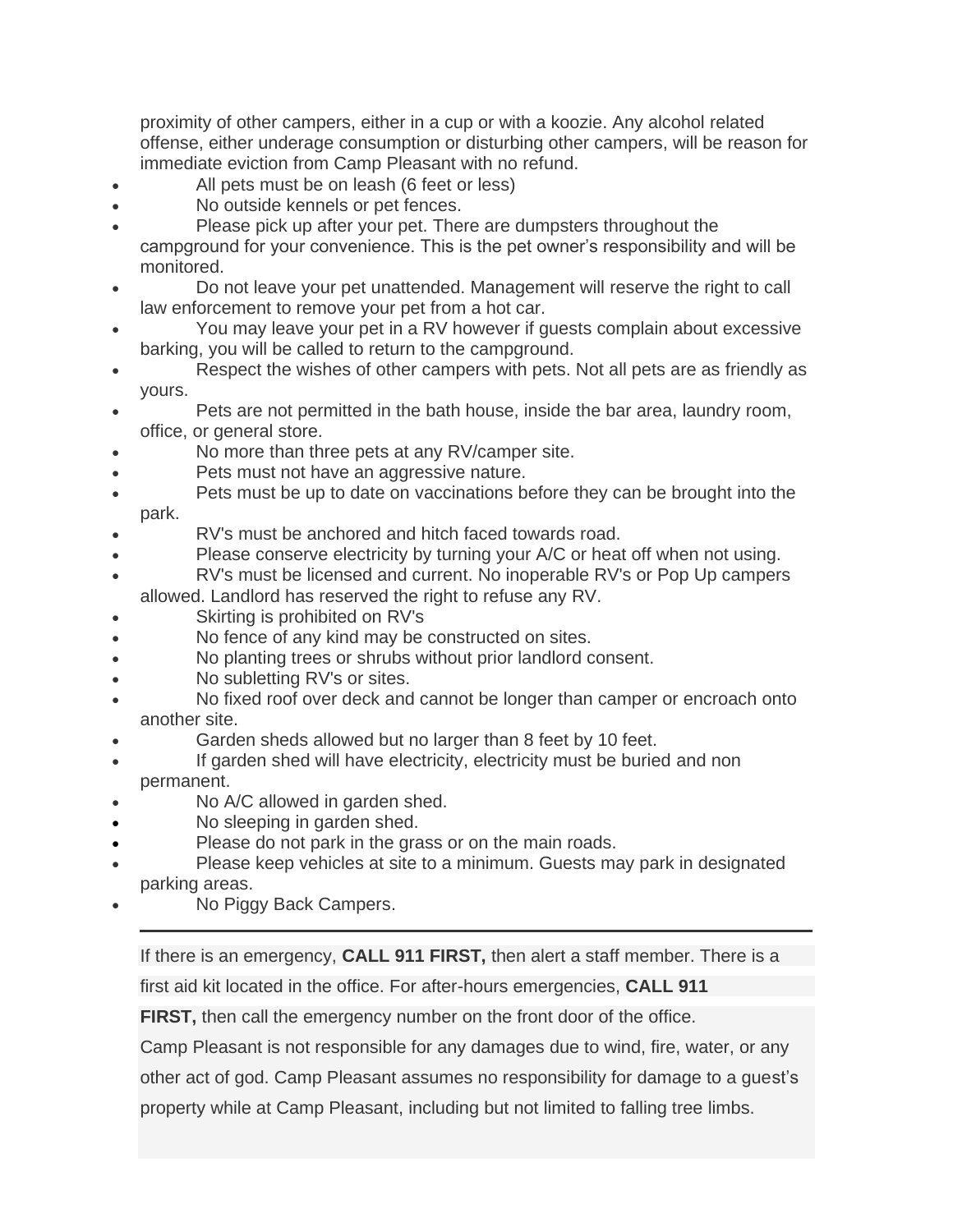proximity of other campers, either in a cup or with a koozie. Any alcohol related offense, either underage consumption or disturbing other campers, will be reason for immediate eviction from Camp Pleasant with no refund.

- All pets must be on leash (6 feet or less)
- No outside kennels or pet fences.
- Please pick up after your pet. There are dumpsters throughout the campground for your convenience. This is the pet owner's responsibility and will be monitored.
- Do not leave your pet unattended. Management will reserve the right to call law enforcement to remove your pet from a hot car.
- You may leave your pet in a RV however if guests complain about excessive barking, you will be called to return to the campground.
- Respect the wishes of other campers with pets. Not all pets are as friendly as yours.
- Pets are not permitted in the bath house, inside the bar area, laundry room, office, or general store.
- No more than three pets at any RV/camper site.
- Pets must not have an aggressive nature.
- Pets must be up to date on vaccinations before they can be brought into the park.
- RV's must be anchored and hitch faced towards road.
- Please conserve electricity by turning your A/C or heat off when not using.
- RV's must be licensed and current. No inoperable RV's or Pop Up campers allowed. Landlord has reserved the right to refuse any RV.
- Skirting is prohibited on RV's
- No fence of any kind may be constructed on sites.
- No planting trees or shrubs without prior landlord consent.
- No subletting RV's or sites.
- No fixed roof over deck and cannot be longer than camper or encroach onto another site.
- Garden sheds allowed but no larger than 8 feet by 10 feet.
- If garden shed will have electricity, electricity must be buried and non permanent.
- No A/C allowed in garden shed.
- No sleeping in garden shed.
- Please do not park in the grass or on the main roads.
- Please keep vehicles at site to a minimum. Guests may park in designated parking areas.
- No Piggy Back Campers.

---

If there is an emergency, **CALL 911 FIRST,** then alert a staff member. There is a first aid kit located in the office. For after-hours emergencies, **CALL 911 FIRST,** then call the emergency number on the front door of the office.

Camp Pleasant is not responsible for any damages due to wind, fire, water, or any other act of god. Camp Pleasant assumes no responsibility for damage to a guest's property while at Camp Pleasant, including but not limited to falling tree limbs.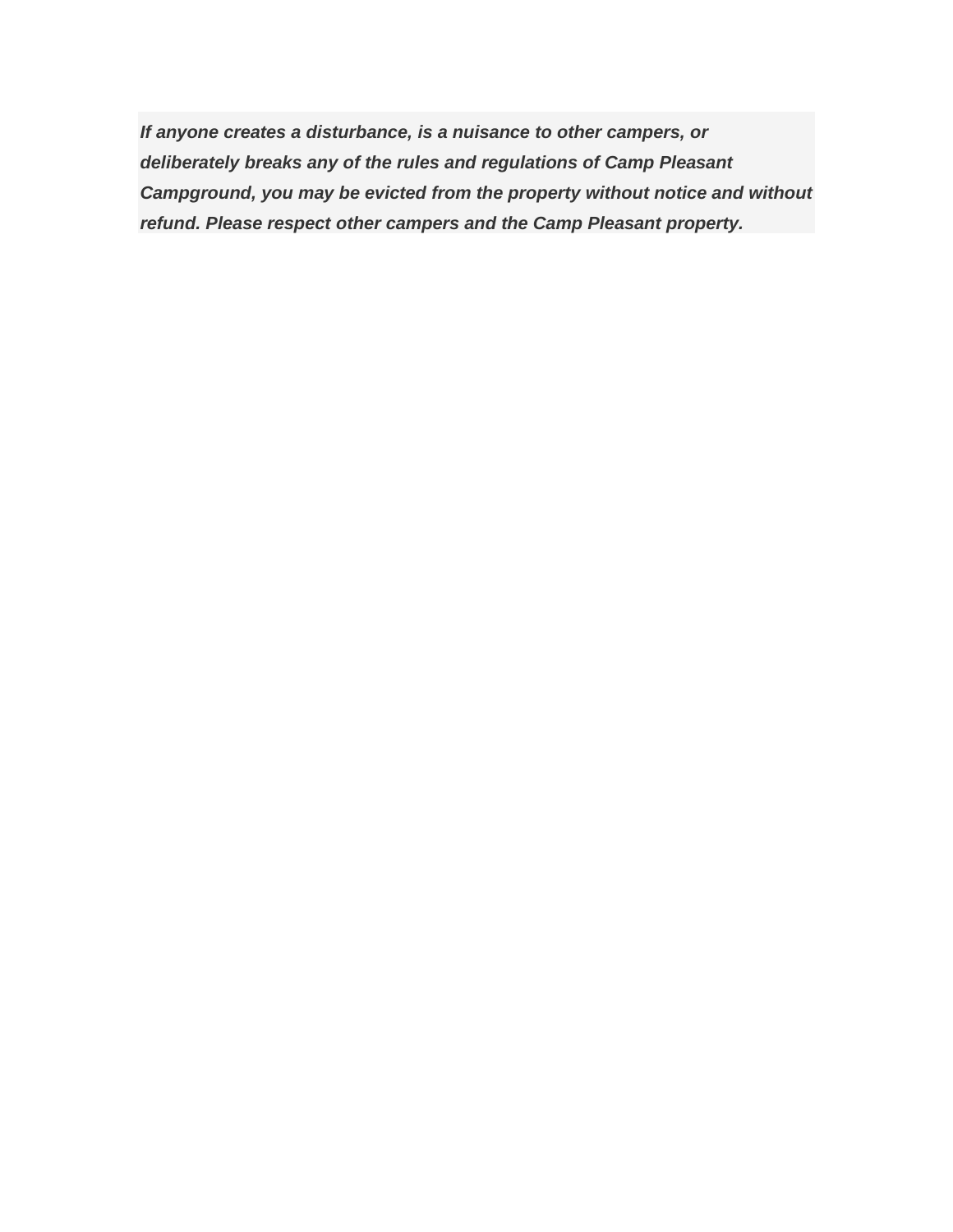***If anyone creates a disturbance, is a nuisance to other campers, or deliberately breaks any of the rules and regulations of Camp Pleasant Campground, you may be evicted from the property without notice and without refund. Please respect other campers and the Camp Pleasant property.***